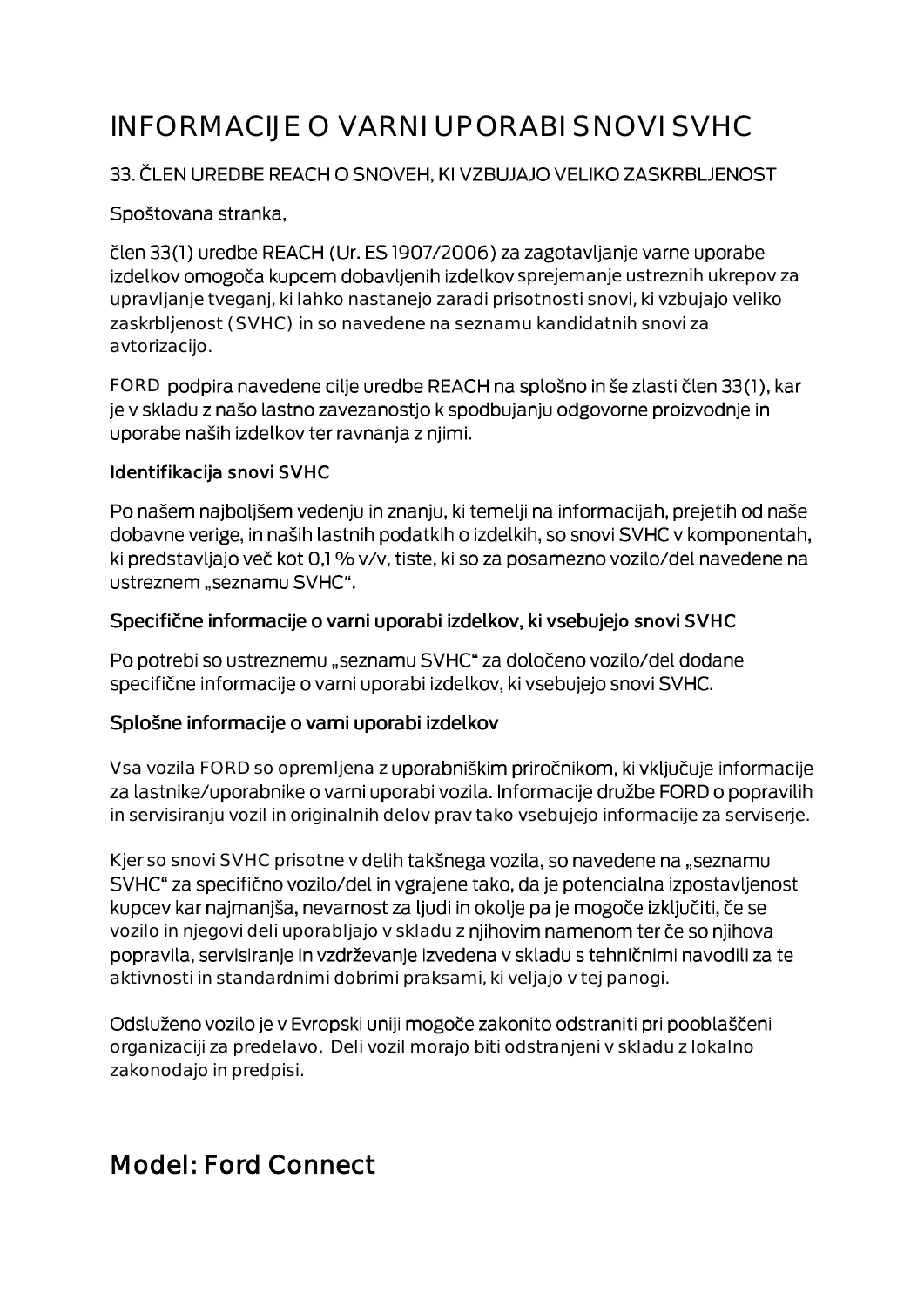# INFORMACIJE O VARNI UPORABI SNOVI SVHC

33. ČLEN UREDBE REACH O SNOVEH, KI VZBUJAJO VELIKO ZASKRBLJENOST

Spoštovana stranka,

člen 33(1) uredbe REACH (Ur. ES 1907/2006) za zagotavljanje varne uporabe izdelkov omogoča kupcem dobavljenih izdelkov sprejemanje ustreznih ukrepov za upravljanje tveganj, ki lahko nastanejo zaradi prisotnosti snovi, ki vzbujajo veliko zaskrbljenost (SVHC) in so navedene na seznamu kandidatnih snovi za avtorizacijo.

FORD podpira navedene cilje uredbe REACH na splošno in še zlasti člen 33(1), kar je v skladu z našo lastno zavezanostjo k spodbujanju odgovorne proizvodnje in uporabe naših izdelkov ter ravnanja z njimi.

**Identifikacija snovi SVHC**

Po našem najboljšem vedenju in znanju, ki temelji na informacijah, prejetih od naše dobavne verige, in naših lastnih podatkih o izdelkih, so snovi SVHC v komponentah, ki predstavljajo več kot 0,1 % v/v, tiste, ki so za posamezno vozilo/del navedene na ustreznem „seznamu SVHC“.

**Specifične informacije o varni uporabi izdelkov, ki vsebujejo snovi SVHC**

Po potrebi so ustreznemu „seznamu SVHC“ za določeno vozilo/del dodane specifične informacije o varni uporabi izdelkov, ki vsebujejo snovi SVHC.

**Splošne informacije o varni uporabi izdelkov**

Vsa vozila FORD so opremljena z uporabniškim priročnikom, ki vključuje informacije za lastnike/uporabnike o varni uporabi vozila. Informacije družbe FORD o popravilih in servisiranju vozil in originalnih delov prav tako vsebujejo informacije za serviserje.

Kjer so snovi SVHC prisotne v delih takšnega vozila, so navedene na „seznamu SVHC“ za specifično vozilo/del in vgrajene tako, da je potencialna izpostavljenost kupcev kar najmanjša, nevarnost za ljudi in okolje pa je mogoče izključiti, če se vozilo in njegovi deli uporabljajo v skladu z njihovim namenom ter če so njihova popravila, servisiranje in vzdrževanje izvedena v skladu s tehničnimi navodili za te aktivnosti in standardnimi dobrimi praksami, ki veljajo v tej panogi.

Odsluženo vozilo je v Evropski uniji mogoče zakonito odstraniti pri pooblaščeni organizaciji za predelavo. Deli vozil morajo biti odstranjeni v skladu z lokalno zakonodajo in predpisi.

## Model: Ford Connect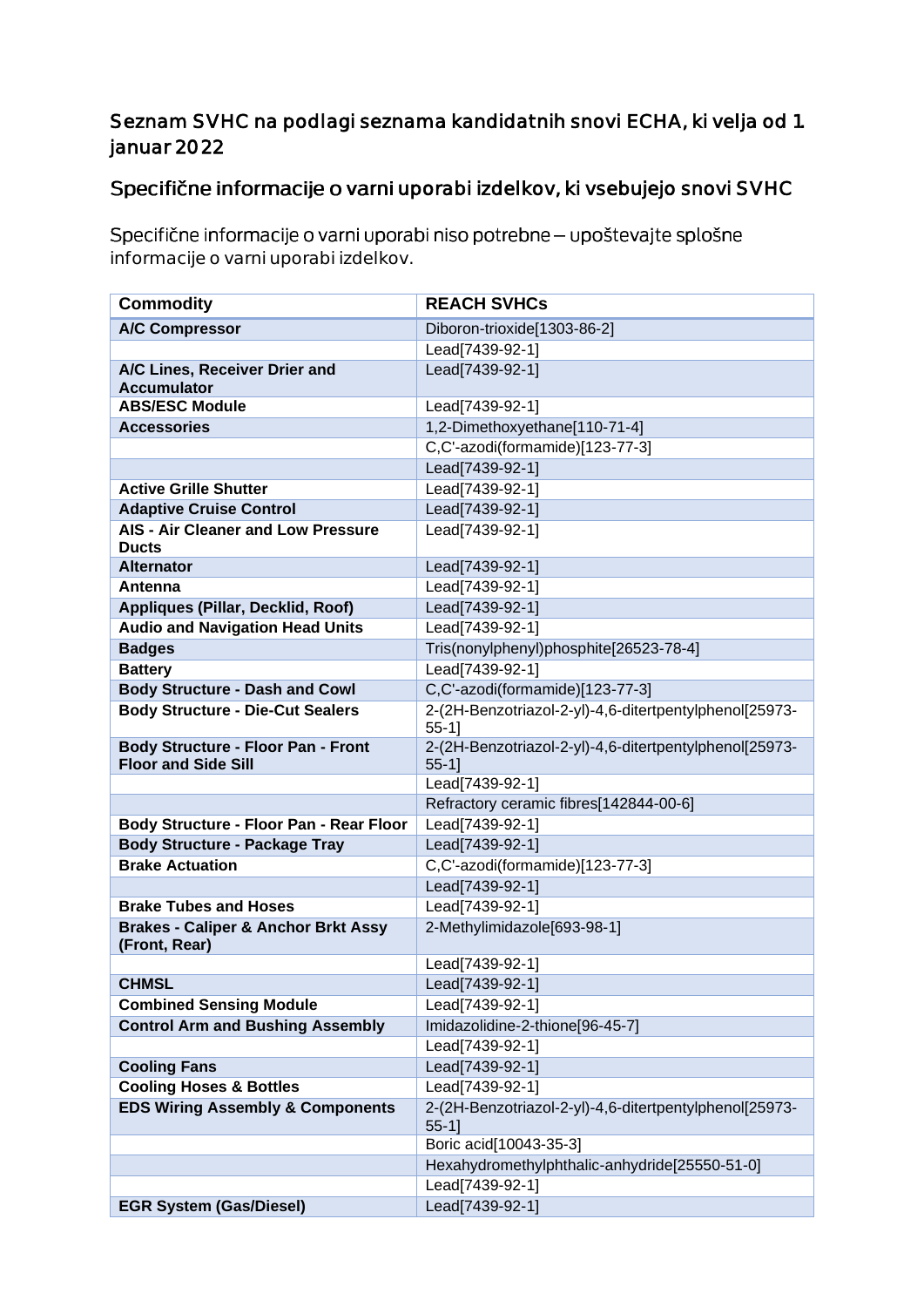## Seznam SVHC na podlagi seznama kandidatnih snovi ECHA, ki velja od 1. januar 2022

## Specifične informacije o varni uporabi izdelkov, ki vsebujejo snovi SVHC

Specifične informacije o varni uporabi niso potrebne – upoštevajte splošne informacije o varni uporabi izdelkov.

| Commodity | REACH SVHCs |
|---|---|
| **A/C Compressor** | Diboron-trioxide[1303-86-2] |
| | Lead[7439-92-1] |
| **A/C Lines, Receiver Drier and Accumulator** | Lead[7439-92-1] |
| **ABS/ESC Module** | Lead[7439-92-1] |
| **Accessories** | 1,2-Dimethoxyethane[110-71-4] |
| | C,C'-azodi(formamide)[123-77-3] |
| | Lead[7439-92-1] |
| **Active Grille Shutter** | Lead[7439-92-1] |
| **Adaptive Cruise Control** | Lead[7439-92-1] |
| **AIS - Air Cleaner and Low Pressure Ducts** | Lead[7439-92-1] |
| **Alternator** | Lead[7439-92-1] |
| **Antenna** | Lead[7439-92-1] |
| **Appliques (Pillar, Decklid, Roof)** | Lead[7439-92-1] |
| **Audio and Navigation Head Units** | Lead[7439-92-1] |
| **Badges** | Tris(nonylphenyl)phosphite[26523-78-4] |
| **Battery** | Lead[7439-92-1] |
| **Body Structure - Dash and Cowl** | C,C'-azodi(formamide)[123-77-3] |
| **Body Structure - Die-Cut Sealers** | 2-(2H-Benzotriazol-2-yl)-4,6-ditertpentylphenol[25973-55-1] |
| **Body Structure - Floor Pan - Front Floor and Side Sill** | 2-(2H-Benzotriazol-2-yl)-4,6-ditertpentylphenol[25973-55-1] |
| | Lead[7439-92-1] |
| | Refractory ceramic fibres[142844-00-6] |
| **Body Structure - Floor Pan - Rear Floor** | Lead[7439-92-1] |
| **Body Structure - Package Tray** | Lead[7439-92-1] |
| **Brake Actuation** | C,C'-azodi(formamide)[123-77-3] |
| | Lead[7439-92-1] |
| **Brake Tubes and Hoses** | Lead[7439-92-1] |
| **Brakes - Caliper & Anchor Brkt Assy (Front, Rear)** | 2-Methylimidazole[693-98-1] |
| | Lead[7439-92-1] |
| **CHMSL** | Lead[7439-92-1] |
| **Combined Sensing Module** | Lead[7439-92-1] |
| **Control Arm and Bushing Assembly** | Imidazolidine-2-thione[96-45-7] |
| | Lead[7439-92-1] |
| **Cooling Fans** | Lead[7439-92-1] |
| **Cooling Hoses & Bottles** | Lead[7439-92-1] |
| **EDS Wiring Assembly & Components** | 2-(2H-Benzotriazol-2-yl)-4,6-ditertpentylphenol[25973-55-1] |
| | Boric acid[10043-35-3] |
| | Hexahydromethylphthalic-anhydride[25550-51-0] |
| | Lead[7439-92-1] |
| **EGR System (Gas/Diesel)** | Lead[7439-92-1] |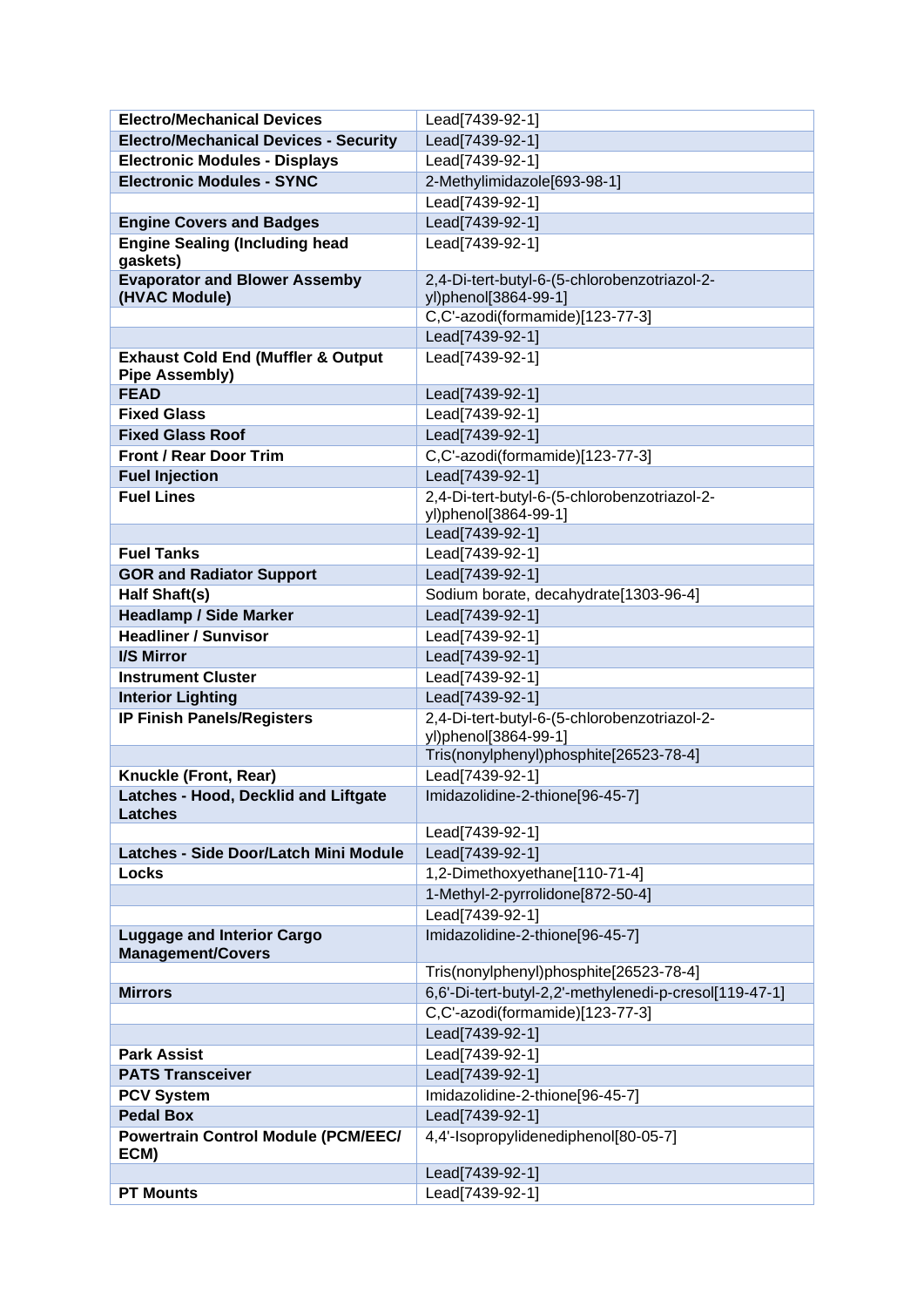| Electro/Mechanical Devices | Lead[7439-92-1] |
|---|---|
| **Electro/Mechanical Devices - Security** | Lead[7439-92-1] |
| **Electronic Modules - Displays** | Lead[7439-92-1] |
| **Electronic Modules - SYNC** | 2-Methylimidazole[693-98-1] |
| | Lead[7439-92-1] |
| **Engine Covers and Badges** | Lead[7439-92-1] |
| **Engine Sealing (Including head gaskets)** | Lead[7439-92-1] |
| **Evaporator and Blower Assemby (HVAC Module)** | 2,4-Di-tert-butyl-6-(5-chlorobenzotriazol-2-yl)phenol[3864-99-1] |
| | C,C'-azodi(formamide)[123-77-3] |
| | Lead[7439-92-1] |
| **Exhaust Cold End (Muffler & Output Pipe Assembly)** | Lead[7439-92-1] |
| **FEAD** | Lead[7439-92-1] |
| **Fixed Glass** | Lead[7439-92-1] |
| **Fixed Glass Roof** | Lead[7439-92-1] |
| **Front / Rear Door Trim** | C,C'-azodi(formamide)[123-77-3] |
| **Fuel Injection** | Lead[7439-92-1] |
| **Fuel Lines** | 2,4-Di-tert-butyl-6-(5-chlorobenzotriazol-2-yl)phenol[3864-99-1] |
| | Lead[7439-92-1] |
| **Fuel Tanks** | Lead[7439-92-1] |
| **GOR and Radiator Support** | Lead[7439-92-1] |
| **Half Shaft(s)** | Sodium borate, decahydrate[1303-96-4] |
| **Headlamp / Side Marker** | Lead[7439-92-1] |
| **Headliner / Sunvisor** | Lead[7439-92-1] |
| **I/S Mirror** | Lead[7439-92-1] |
| **Instrument Cluster** | Lead[7439-92-1] |
| **Interior Lighting** | Lead[7439-92-1] |
| **IP Finish Panels/Registers** | 2,4-Di-tert-butyl-6-(5-chlorobenzotriazol-2-yl)phenol[3864-99-1] |
| | Tris(nonylphenyl)phosphite[26523-78-4] |
| **Knuckle (Front, Rear)** | Lead[7439-92-1] |
| **Latches - Hood, Decklid and Liftgate Latches** | Imidazolidine-2-thione[96-45-7] |
| | Lead[7439-92-1] |
| **Latches - Side Door/Latch Mini Module** | Lead[7439-92-1] |
| **Locks** | 1,2-Dimethoxyethane[110-71-4] |
| | 1-Methyl-2-pyrrolidone[872-50-4] |
| | Lead[7439-92-1] |
| **Luggage and Interior Cargo Management/Covers** | Imidazolidine-2-thione[96-45-7] |
| | Tris(nonylphenyl)phosphite[26523-78-4] |
| **Mirrors** | 6,6'-Di-tert-butyl-2,2'-methylenedi-p-cresol[119-47-1] |
| | C,C'-azodi(formamide)[123-77-3] |
| | Lead[7439-92-1] |
| **Park Assist** | Lead[7439-92-1] |
| **PATS Transceiver** | Lead[7439-92-1] |
| **PCV System** | Imidazolidine-2-thione[96-45-7] |
| **Pedal Box** | Lead[7439-92-1] |
| **Powertrain Control Module (PCM/EEC/ ECM)** | 4,4'-Isopropylidenediphenol[80-05-7] |
| | Lead[7439-92-1] |
| **PT Mounts** | Lead[7439-92-1] |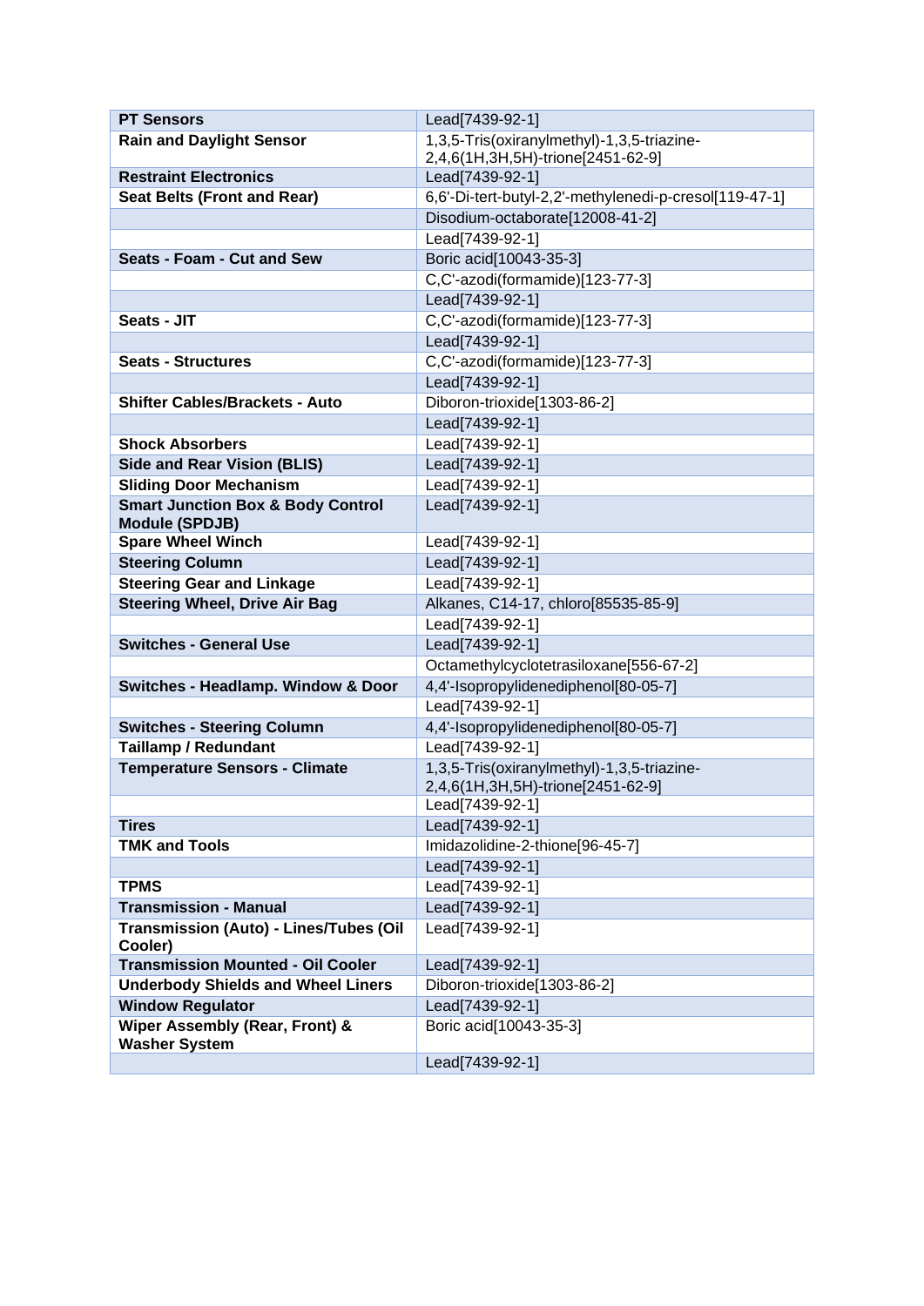| | |
|---|---|
| **PT Sensors** | Lead[7439-92-1] |
| **Rain and Daylight Sensor** | 1,3,5-Tris(oxiranylmethyl)-1,3,5-triazine-2,4,6(1H,3H,5H)-trione[2451-62-9] |
| **Restraint Electronics** | Lead[7439-92-1] |
| **Seat Belts (Front and Rear)** | 6,6'-Di-tert-butyl-2,2'-methylenedi-p-cresol[119-47-1] |
| | Disodium-octaborate[12008-41-2] |
| | Lead[7439-92-1] |
| **Seats - Foam - Cut and Sew** | Boric acid[10043-35-3] |
| | C,C'-azodi(formamide)[123-77-3] |
| | Lead[7439-92-1] |
| **Seats - JIT** | C,C'-azodi(formamide)[123-77-3] |
| | Lead[7439-92-1] |
| **Seats - Structures** | C,C'-azodi(formamide)[123-77-3] |
| | Lead[7439-92-1] |
| **Shifter Cables/Brackets - Auto** | Diboron-trioxide[1303-86-2] |
| | Lead[7439-92-1] |
| **Shock Absorbers** | Lead[7439-92-1] |
| **Side and Rear Vision (BLIS)** | Lead[7439-92-1] |
| **Sliding Door Mechanism** | Lead[7439-92-1] |
| **Smart Junction Box & Body Control Module (SPDJB)** | Lead[7439-92-1] |
| **Spare Wheel Winch** | Lead[7439-92-1] |
| **Steering Column** | Lead[7439-92-1] |
| **Steering Gear and Linkage** | Lead[7439-92-1] |
| **Steering Wheel, Drive Air Bag** | Alkanes, C14-17, chloro[85535-85-9] |
| | Lead[7439-92-1] |
| **Switches - General Use** | Lead[7439-92-1] |
| | Octamethylcyclotetrasiloxane[556-67-2] |
| **Switches - Headlamp. Window & Door** | 4,4'-Isopropylidenediphenol[80-05-7] |
| | Lead[7439-92-1] |
| **Switches - Steering Column** | 4,4'-Isopropylidenediphenol[80-05-7] |
| **Taillamp / Redundant** | Lead[7439-92-1] |
| **Temperature Sensors - Climate** | 1,3,5-Tris(oxiranylmethyl)-1,3,5-triazine-2,4,6(1H,3H,5H)-trione[2451-62-9] |
| | Lead[7439-92-1] |
| **Tires** | Lead[7439-92-1] |
| **TMK and Tools** | Imidazolidine-2-thione[96-45-7] |
| | Lead[7439-92-1] |
| **TPMS** | Lead[7439-92-1] |
| **Transmission - Manual** | Lead[7439-92-1] |
| **Transmission (Auto) - Lines/Tubes (Oil Cooler)** | Lead[7439-92-1] |
| **Transmission Mounted - Oil Cooler** | Lead[7439-92-1] |
| **Underbody Shields and Wheel Liners** | Diboron-trioxide[1303-86-2] |
| **Window Regulator** | Lead[7439-92-1] |
| **Wiper Assembly (Rear, Front) & Washer System** | Boric acid[10043-35-3] |
| | Lead[7439-92-1] |